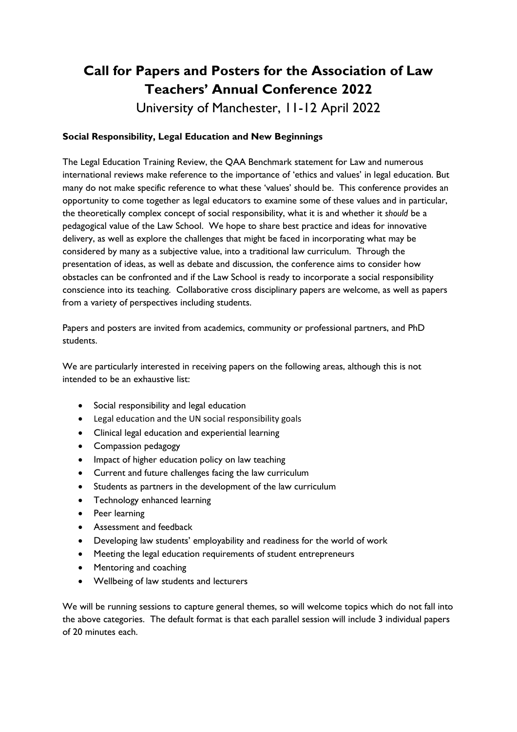# Call for Papers and Posters for the Association of Law Teachers' Annual Conference 2022

University of Manchester, 11-12 April 2022

### Social Responsibility, Legal Education and New Beginnings

The Legal Education Training Review, the QAA Benchmark statement for Law and numerous international reviews make reference to the importance of 'ethics and values' in legal education. But many do not make specific reference to what these 'values' should be. This conference provides an opportunity to come together as legal educators to examine some of these values and in particular, the theoretically complex concept of social responsibility, what it is and whether it *should* be a pedagogical value of the Law School. We hope to share best practice and ideas for innovative delivery, as well as explore the challenges that might be faced in incorporating what may be considered by many as a subjective value, into a traditional law curriculum. Through the presentation of ideas, as well as debate and discussion, the conference aims to consider how obstacles can be confronted and if the Law School is ready to incorporate a social responsibility conscience into its teaching. Collaborative cross disciplinary papers are welcome, as well as papers from a variety of perspectives including students.

Papers and posters are invited from academics, community or professional partners, and PhD students.

We are particularly interested in receiving papers on the following areas, although this is not intended to be an exhaustive list:

- Social responsibility and legal education
- Legal education and the UN social responsibility goals
- Clinical legal education and experiential learning
- Compassion pedagogy
- Impact of higher education policy on law teaching
- Current and future challenges facing the law curriculum
- Students as partners in the development of the law curriculum
- Technology enhanced learning
- Peer learning
- Assessment and feedback
- Developing law students' employability and readiness for the world of work
- Meeting the legal education requirements of student entrepreneurs
- Mentoring and coaching
- Wellbeing of law students and lecturers

We will be running sessions to capture general themes, so will welcome topics which do not fall into the above categories. The default format is that each parallel session will include 3 individual papers of 20 minutes each.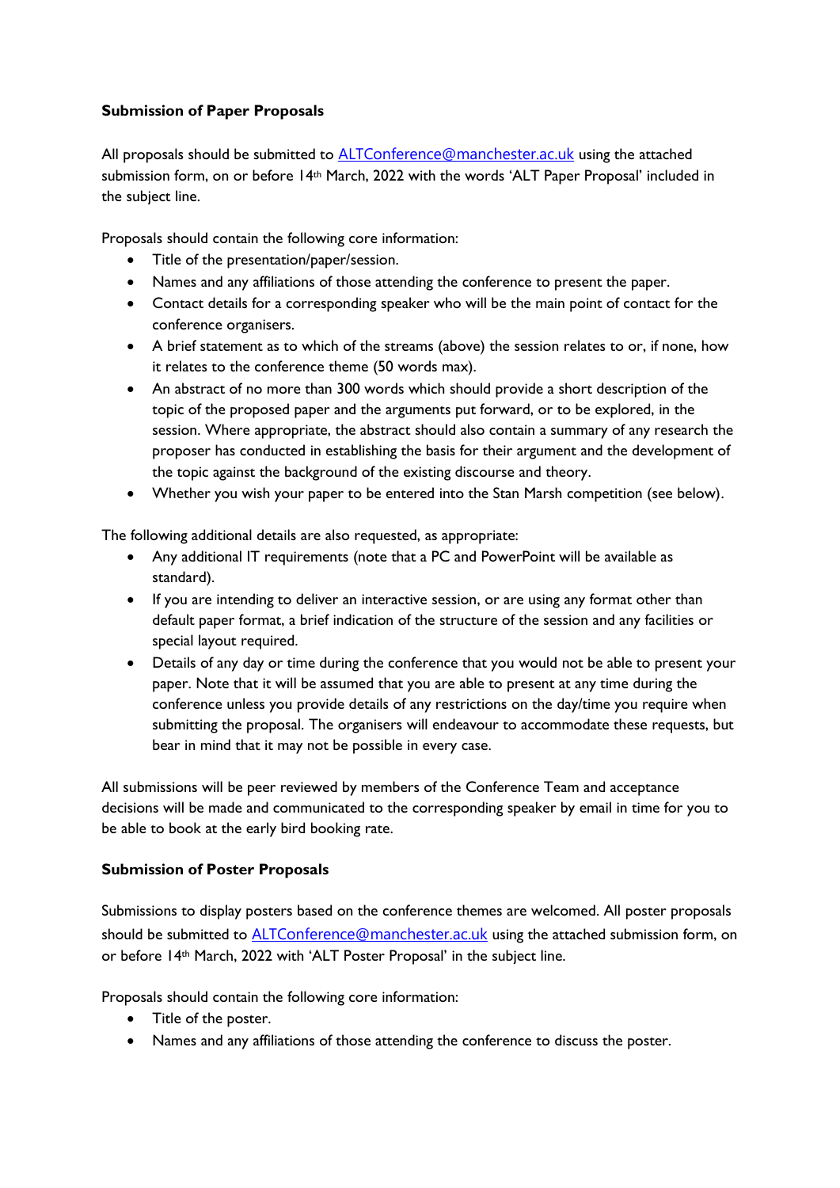**Submission of Paper Proposals**

All proposals should be submitted to ALTConference@manchester.ac.uk using the attached submission form, on or before 14th March, 2022 with the words 'ALT Paper Proposal' included in the subject line.

Proposals should contain the following core information:

- Title of the presentation/paper/session.
- Names and any affiliations of those attending the conference to present the paper.
- Contact details for a corresponding speaker who will be the main point of contact for the conference organisers.
- A brief statement as to which of the streams (above) the session relates to or, if none, how it relates to the conference theme (50 words max).
- An abstract of no more than 300 words which should provide a short description of the topic of the proposed paper and the arguments put forward, or to be explored, in the session. Where appropriate, the abstract should also contain a summary of any research the proposer has conducted in establishing the basis for their argument and the development of the topic against the background of the existing discourse and theory.
- Whether you wish your paper to be entered into the Stan Marsh competition (see below).

The following additional details are also requested, as appropriate:

- Any additional IT requirements (note that a PC and PowerPoint will be available as standard).
- If you are intending to deliver an interactive session, or are using any format other than default paper format, a brief indication of the structure of the session and any facilities or special layout required.
- Details of any day or time during the conference that you would not be able to present your paper. Note that it will be assumed that you are able to present at any time during the conference unless you provide details of any restrictions on the day/time you require when submitting the proposal. The organisers will endeavour to accommodate these requests, but bear in mind that it may not be possible in every case.

All submissions will be peer reviewed by members of the Conference Team and acceptance decisions will be made and communicated to the corresponding speaker by email in time for you to be able to book at the early bird booking rate.

**Submission of Poster Proposals**

Submissions to display posters based on the conference themes are welcomed. All poster proposals should be submitted to ALTConference@manchester.ac.uk using the attached submission form, on or before 14th March, 2022 with 'ALT Poster Proposal' in the subject line.

Proposals should contain the following core information:

- Title of the poster.
- Names and any affiliations of those attending the conference to discuss the poster.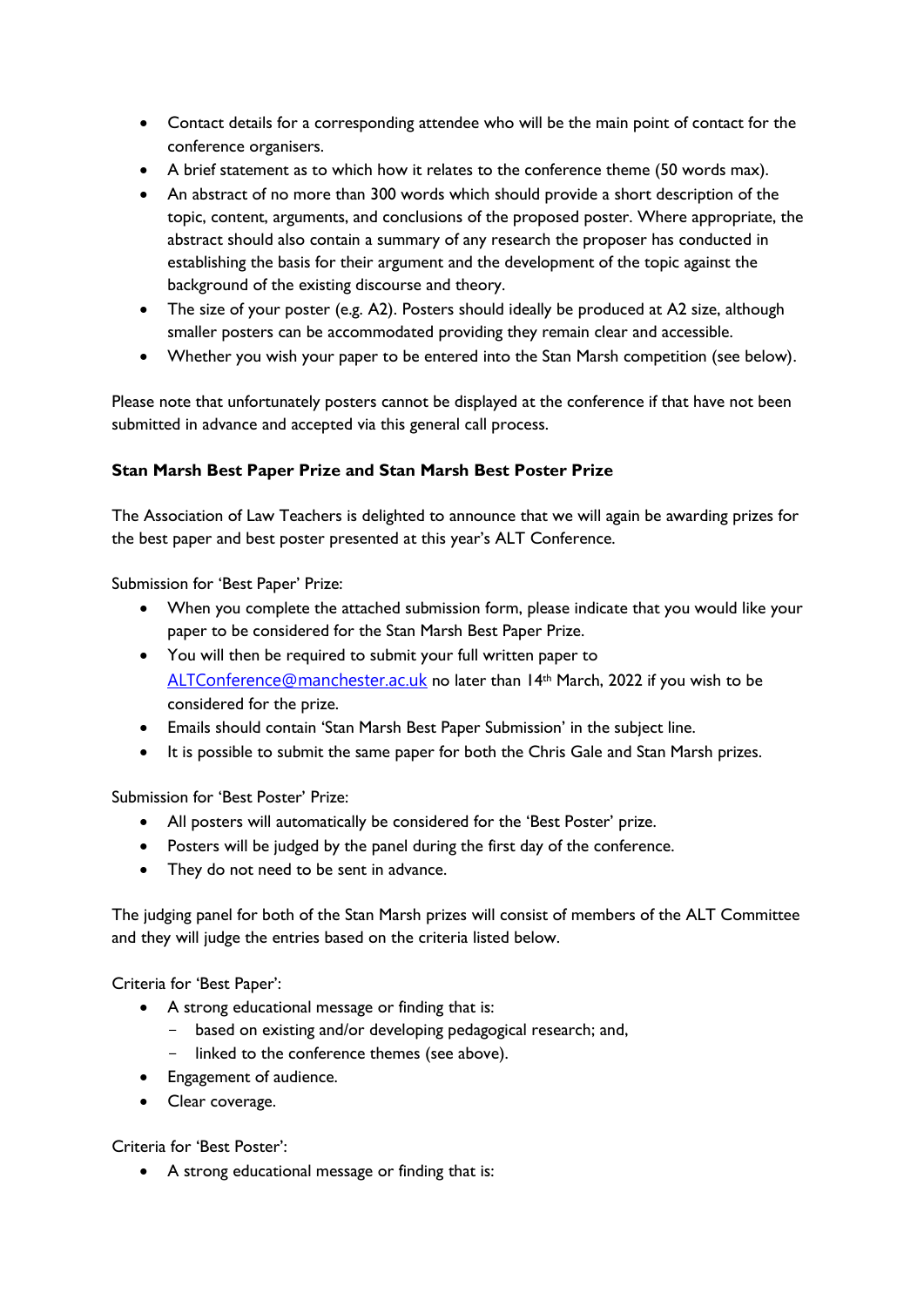- Contact details for a corresponding attendee who will be the main point of contact for the conference organisers.
- A brief statement as to which how it relates to the conference theme (50 words max).
- An abstract of no more than 300 words which should provide a short description of the topic, content, arguments, and conclusions of the proposed poster. Where appropriate, the abstract should also contain a summary of any research the proposer has conducted in establishing the basis for their argument and the development of the topic against the background of the existing discourse and theory.
- The size of your poster (e.g. A2). Posters should ideally be produced at A2 size, although smaller posters can be accommodated providing they remain clear and accessible.
- Whether you wish your paper to be entered into the Stan Marsh competition (see below).

Please note that unfortunately posters cannot be displayed at the conference if that have not been submitted in advance and accepted via this general call process.

**Stan Marsh Best Paper Prize and Stan Marsh Best Poster Prize**

The Association of Law Teachers is delighted to announce that we will again be awarding prizes for the best paper and best poster presented at this year's ALT Conference.

Submission for 'Best Paper' Prize:

- When you complete the attached submission form, please indicate that you would like your paper to be considered for the Stan Marsh Best Paper Prize.
- You will then be required to submit your full written paper to ALTConference@manchester.ac.uk no later than 14th March, 2022 if you wish to be considered for the prize.
- Emails should contain 'Stan Marsh Best Paper Submission' in the subject line.
- It is possible to submit the same paper for both the Chris Gale and Stan Marsh prizes.

Submission for 'Best Poster' Prize:

- All posters will automatically be considered for the 'Best Poster' prize.
- Posters will be judged by the panel during the first day of the conference.
- They do not need to be sent in advance.

The judging panel for both of the Stan Marsh prizes will consist of members of the ALT Committee and they will judge the entries based on the criteria listed below.

Criteria for 'Best Paper':

- A strong educational message or finding that is:
  - based on existing and/or developing pedagogical research; and,
  - linked to the conference themes (see above).
- Engagement of audience.
- Clear coverage.

Criteria for 'Best Poster':

- A strong educational message or finding that is: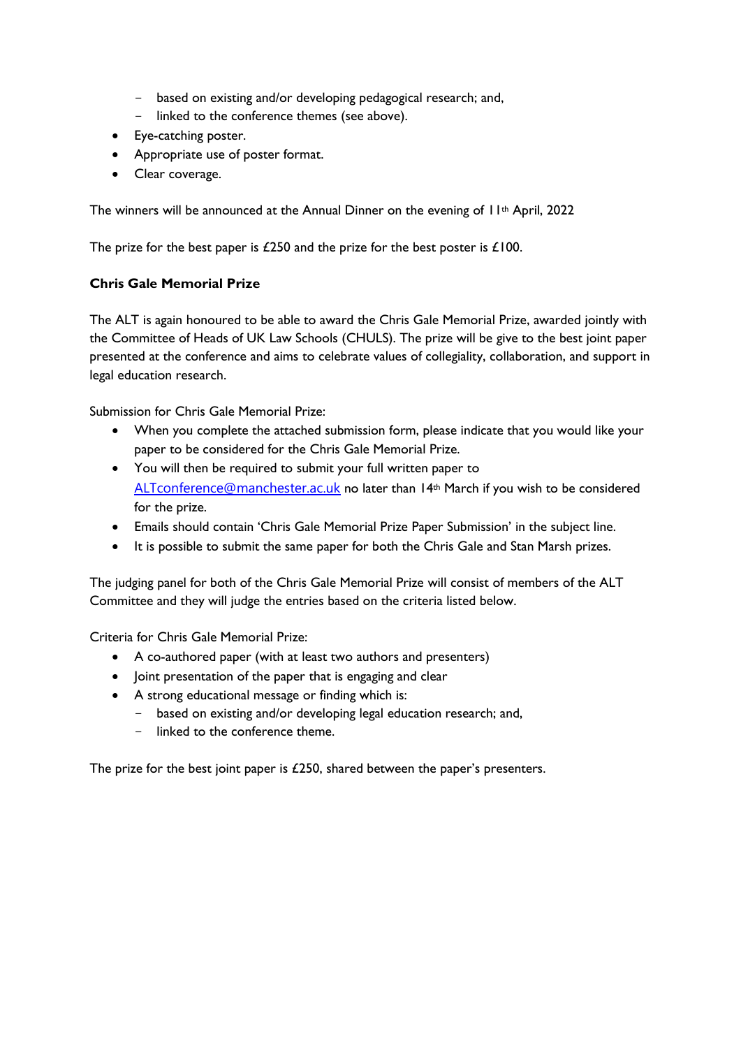- based on existing and/or developing pedagogical research; and,
  - linked to the conference themes (see above).
- Eye-catching poster.
- Appropriate use of poster format.
- Clear coverage.

The winners will be announced at the Annual Dinner on the evening of 11th April, 2022

The prize for the best paper is £250 and the prize for the best poster is £100.

**Chris Gale Memorial Prize**

The ALT is again honoured to be able to award the Chris Gale Memorial Prize, awarded jointly with the Committee of Heads of UK Law Schools (CHULS). The prize will be give to the best joint paper presented at the conference and aims to celebrate values of collegiality, collaboration, and support in legal education research.

Submission for Chris Gale Memorial Prize:

- When you complete the attached submission form, please indicate that you would like your paper to be considered for the Chris Gale Memorial Prize.
- You will then be required to submit your full written paper to ALTconference@manchester.ac.uk no later than 14th March if you wish to be considered for the prize.
- Emails should contain 'Chris Gale Memorial Prize Paper Submission' in the subject line.
- It is possible to submit the same paper for both the Chris Gale and Stan Marsh prizes.

The judging panel for both of the Chris Gale Memorial Prize will consist of members of the ALT Committee and they will judge the entries based on the criteria listed below.

Criteria for Chris Gale Memorial Prize:

- A co-authored paper (with at least two authors and presenters)
- Joint presentation of the paper that is engaging and clear
- A strong educational message or finding which is:
  - based on existing and/or developing legal education research; and,
  - linked to the conference theme.

The prize for the best joint paper is £250, shared between the paper's presenters.